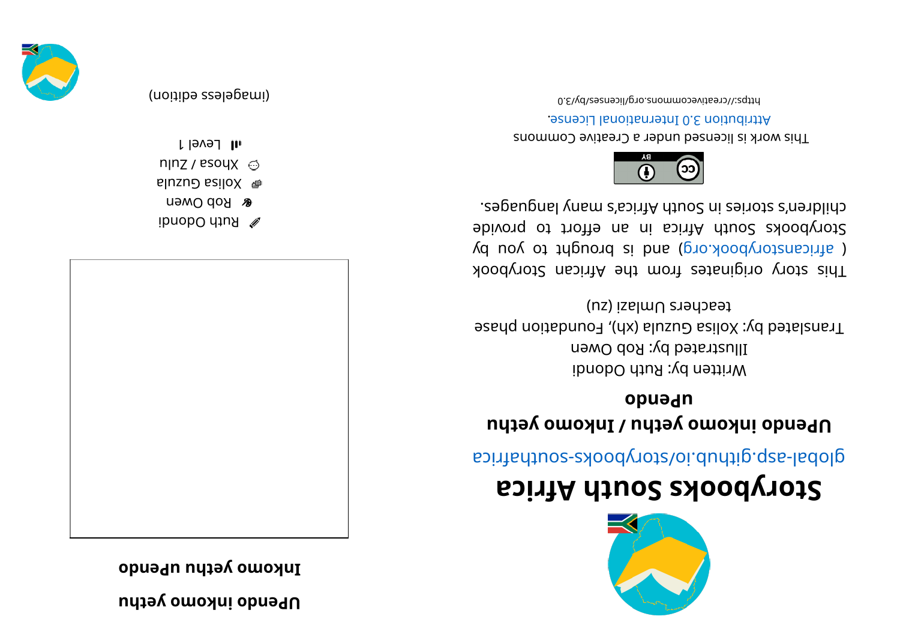# Storybooks South Africa

global-asp.github.io/storybooks-southafrica

## UPendo inkomo yethu / Inkomo yethu uPendo

### uPendo

Written by: Ruth Odondi

Illustrated by: Rob Owen

Translated by: Xolisa Guzula (xh), Foundation phase teachers Umlazi (zu)

This story originates from the African Storybook ( africanstorybook.org) and is brought to you by Storybooks South Africa in an effort to provide children's stories in South Africa's many languages.

This work is licensed under a Creative Commons Attribution 3.0 International License.

https://creativecommons.org/licenses/by/3.0

## UPendo inkomo yethu

## Inkomo yethu uPendo

Ruth Odondi

Rob Owen

Xolisa Guzula

Xhosa / Zulu

Level 1

(imageless edition)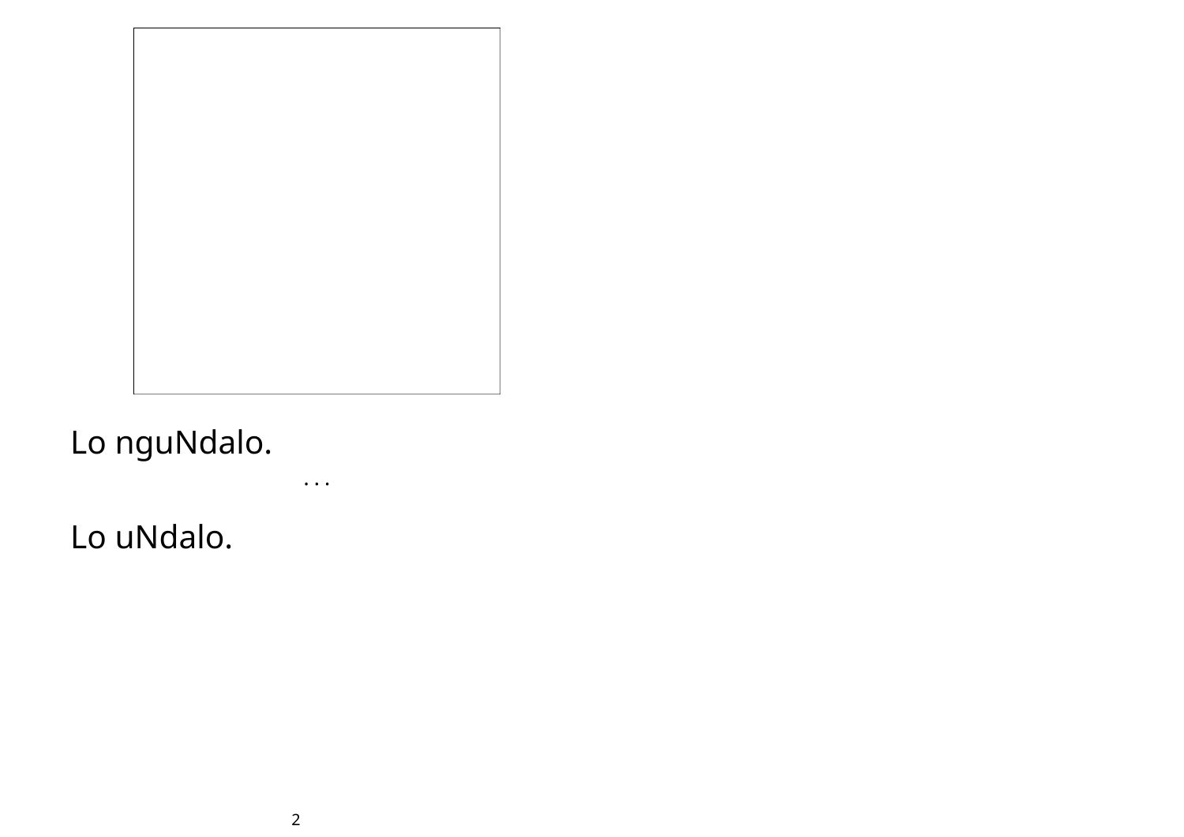Lo nguNdalo.

. . .

Lo uNdalo.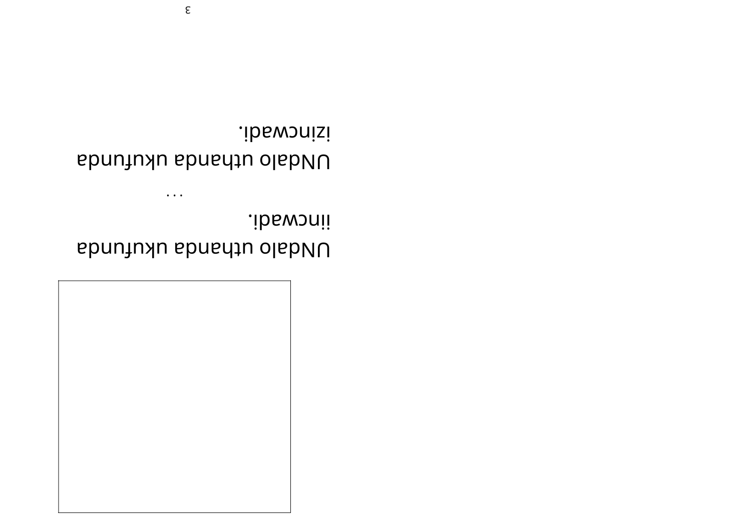UNdalo uthanda ukufunda iincwadi.

...

UNdalo uthanda ukufunda izincwadi.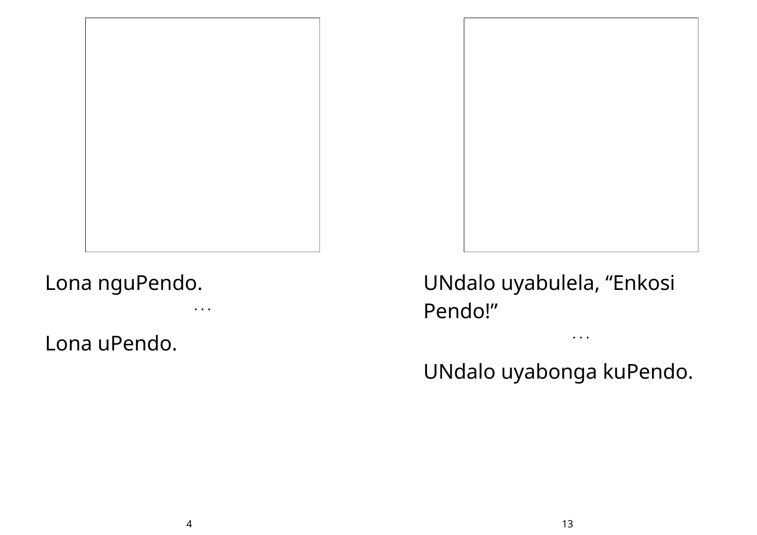Lona nguPendo.

. . .

Lona uPendo.

UNdalo uyabulela, “Enkosi Pendo!”

. . .

UNdalo uyabonga kuPendo.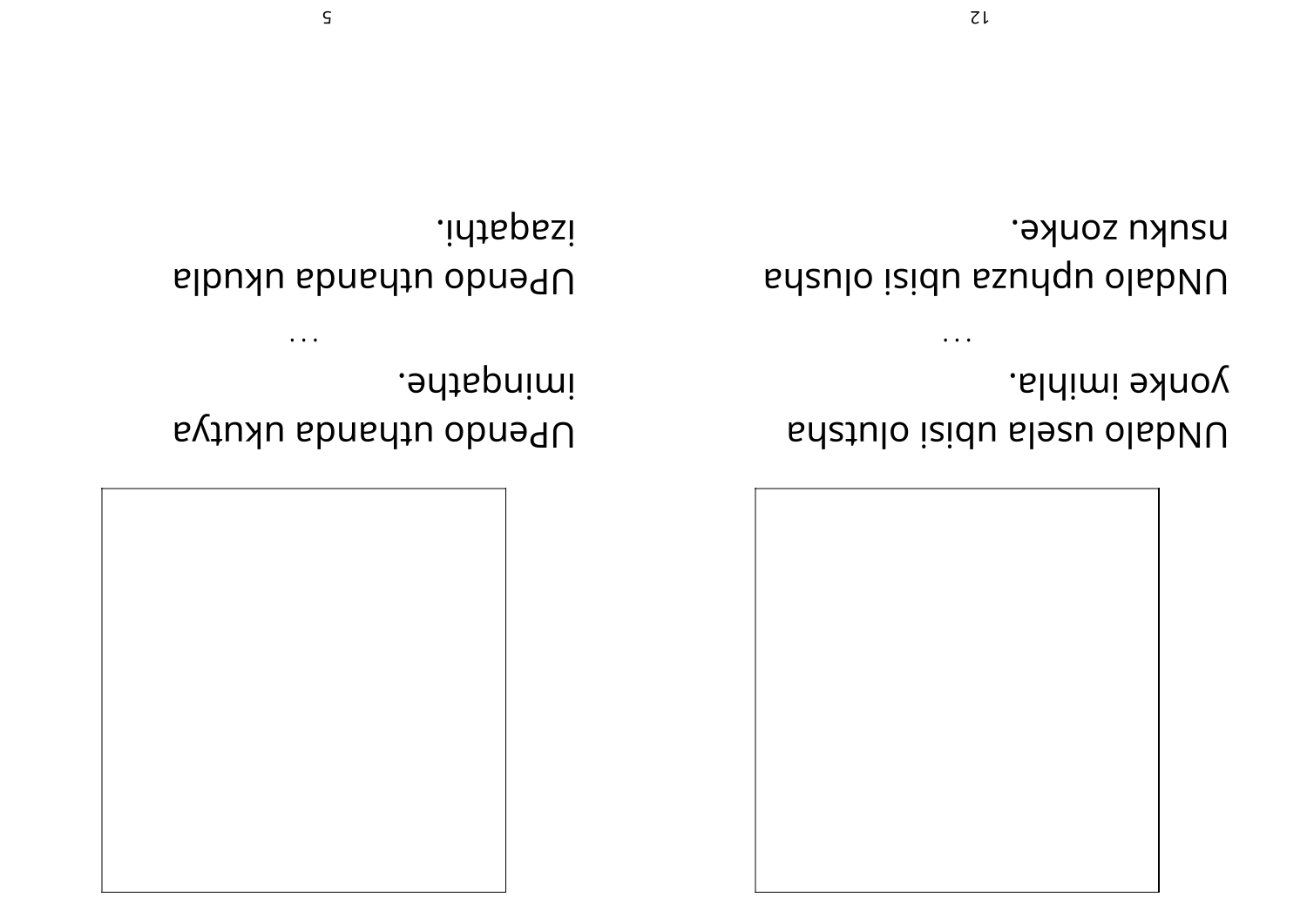UNdalo usela ubisi olutsha yonke imihla.

...

UNdalo uphuza ubisi olusha nsuku zonke.

UPendo uthanda ukutya iminqathe.

...

UPendo uthanda ukudla izaqathi.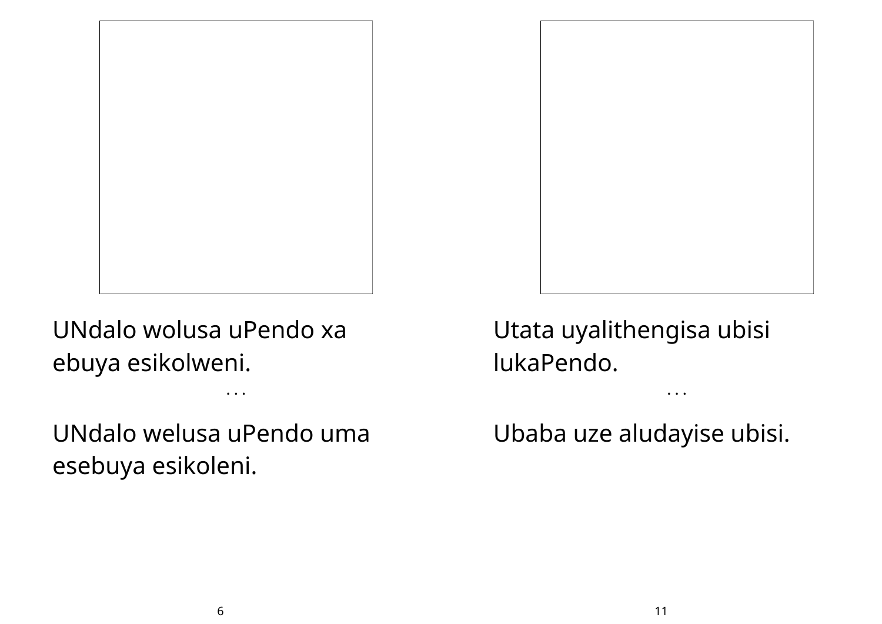UNdalo wolusa uPendo xa ebuya esikolweni.

. . .

UNdalo welusa uPendo uma esebuya esikoleni.

Utata uyalithengisa ubisi lukaPendo.

. . .

Ubaba uze aludayise ubisi.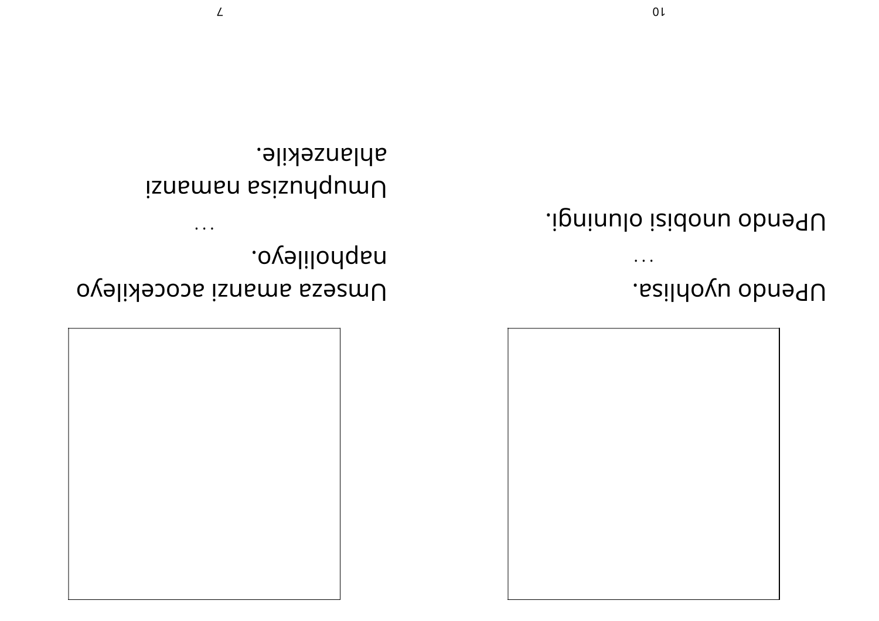UPendo uyohlisa.

...

UPendo unobisi oluningi.

Umseza amanzi acocekileyo naphollileyo.

...

Umphuzisa namanzi ahlanzekile.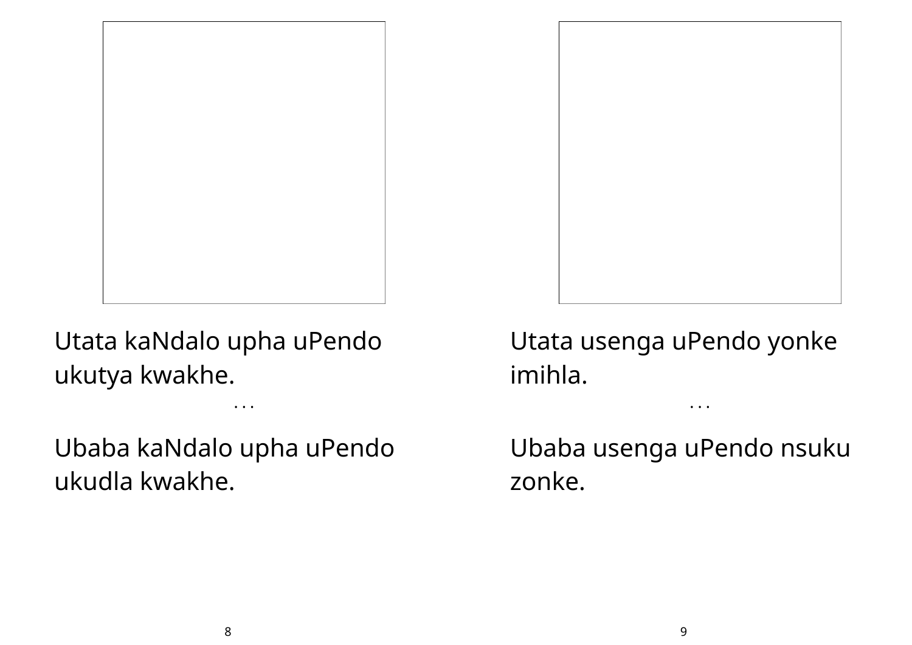Utata kaNdalo upha uPendo ukutya kwakhe.

. . .

Ubaba kaNdalo upha uPendo ukudla kwakhe.

Utata usenga uPendo yonke imihla.

. . .

Ubaba usenga uPendo nsuku zonke.